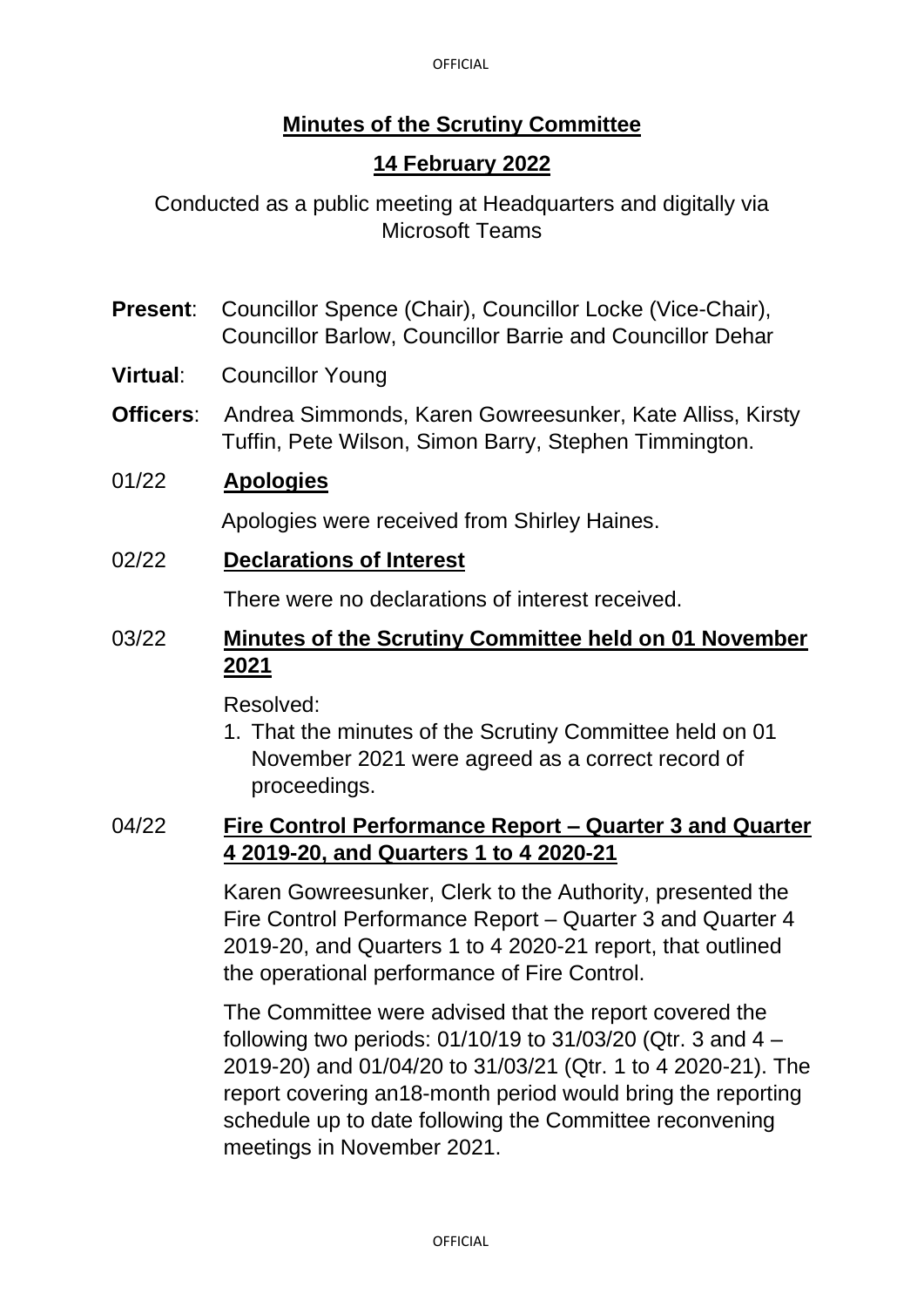# Minutes of the Scrutiny Committee

## 14 February 2022

Conducted as a public meeting at Headquarters and digitally via Microsoft Teams

**Present**: Councillor Spence (Chair), Councillor Locke (Vice-Chair), Councillor Barlow, Councillor Barrie and Councillor Dehar

**Virtual**: Councillor Young

**Officers**: Andrea Simmonds, Karen Gowreesunker, Kate Alliss, Kirsty Tuffin, Pete Wilson, Simon Barry, Stephen Timmington.

01/22 **Apologies**

Apologies were received from Shirley Haines.

02/22 **Declarations of Interest**

There were no declarations of interest received.

03/22 **Minutes of the Scrutiny Committee held on 01 November 2021**

Resolved:

1. That the minutes of the Scrutiny Committee held on 01 November 2021 were agreed as a correct record of proceedings.

04/22 **Fire Control Performance Report – Quarter 3 and Quarter 4 2019-20, and Quarters 1 to 4 2020-21**

Karen Gowreesunker, Clerk to the Authority, presented the Fire Control Performance Report – Quarter 3 and Quarter 4 2019-20, and Quarters 1 to 4 2020-21 report, that outlined the operational performance of Fire Control.

The Committee were advised that the report covered the following two periods: 01/10/19 to 31/03/20 (Qtr. 3 and 4 – 2019-20) and 01/04/20 to 31/03/21 (Qtr. 1 to 4 2020-21). The report covering an18-month period would bring the reporting schedule up to date following the Committee reconvening meetings in November 2021.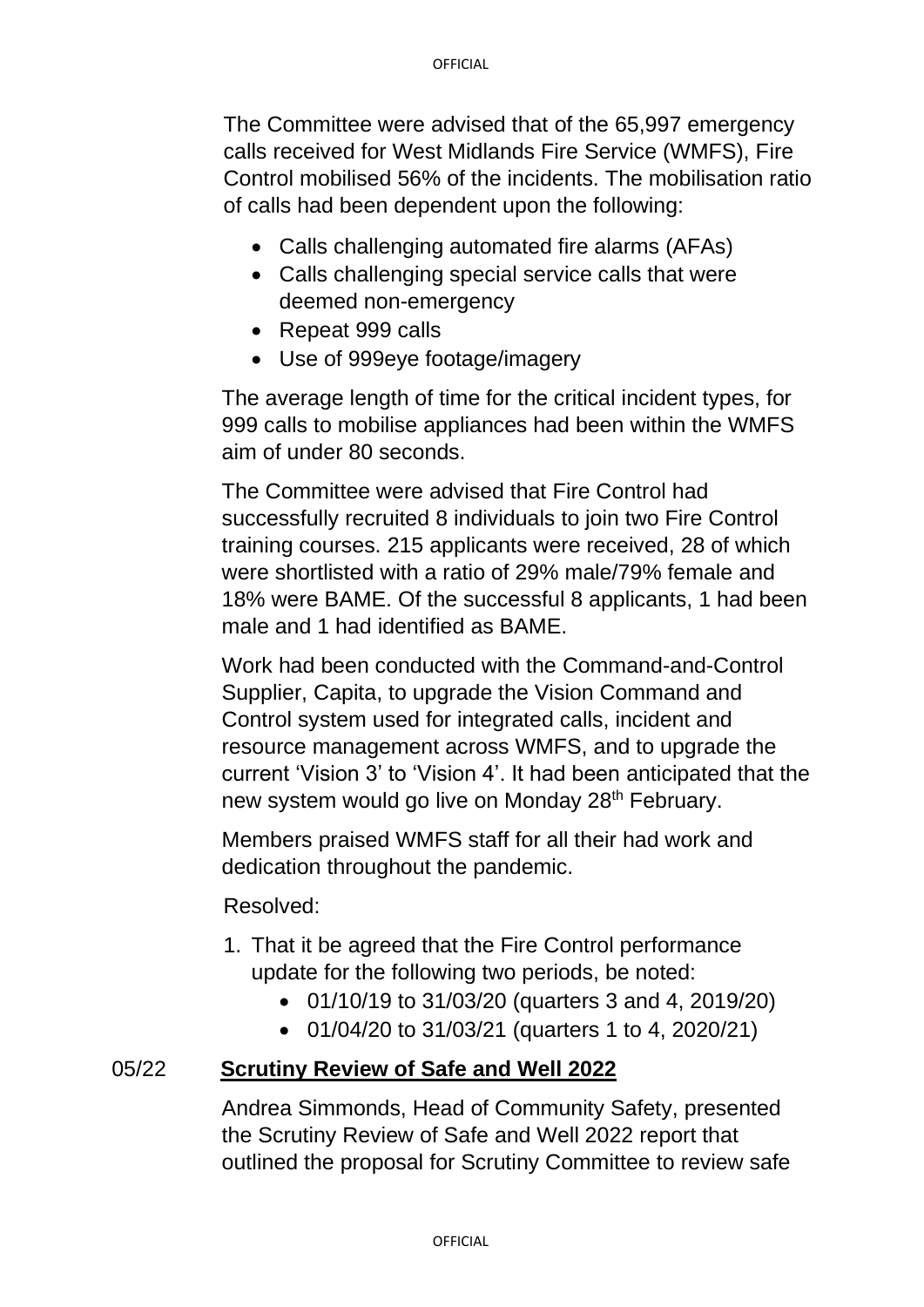The Committee were advised that of the 65,997 emergency calls received for West Midlands Fire Service (WMFS), Fire Control mobilised 56% of the incidents. The mobilisation ratio of calls had been dependent upon the following:

- Calls challenging automated fire alarms (AFAs)
- Calls challenging special service calls that were deemed non-emergency
- Repeat 999 calls
- Use of 999eye footage/imagery

The average length of time for the critical incident types, for 999 calls to mobilise appliances had been within the WMFS aim of under 80 seconds.

The Committee were advised that Fire Control had successfully recruited 8 individuals to join two Fire Control training courses. 215 applicants were received, 28 of which were shortlisted with a ratio of 29% male/79% female and 18% were BAME. Of the successful 8 applicants, 1 had been male and 1 had identified as BAME.

Work had been conducted with the Command-and-Control Supplier, Capita, to upgrade the Vision Command and Control system used for integrated calls, incident and resource management across WMFS, and to upgrade the current 'Vision 3' to 'Vision 4'. It had been anticipated that the new system would go live on Monday 28th February.

Members praised WMFS staff for all their had work and dedication throughout the pandemic.

Resolved:

1. That it be agreed that the Fire Control performance update for the following two periods, be noted:
   - 01/10/19 to 31/03/20 (quarters 3 and 4, 2019/20)
   - 01/04/20 to 31/03/21 (quarters 1 to 4, 2020/21)

## 05/22 Scrutiny Review of Safe and Well 2022

Andrea Simmonds, Head of Community Safety, presented the Scrutiny Review of Safe and Well 2022 report that outlined the proposal for Scrutiny Committee to review safe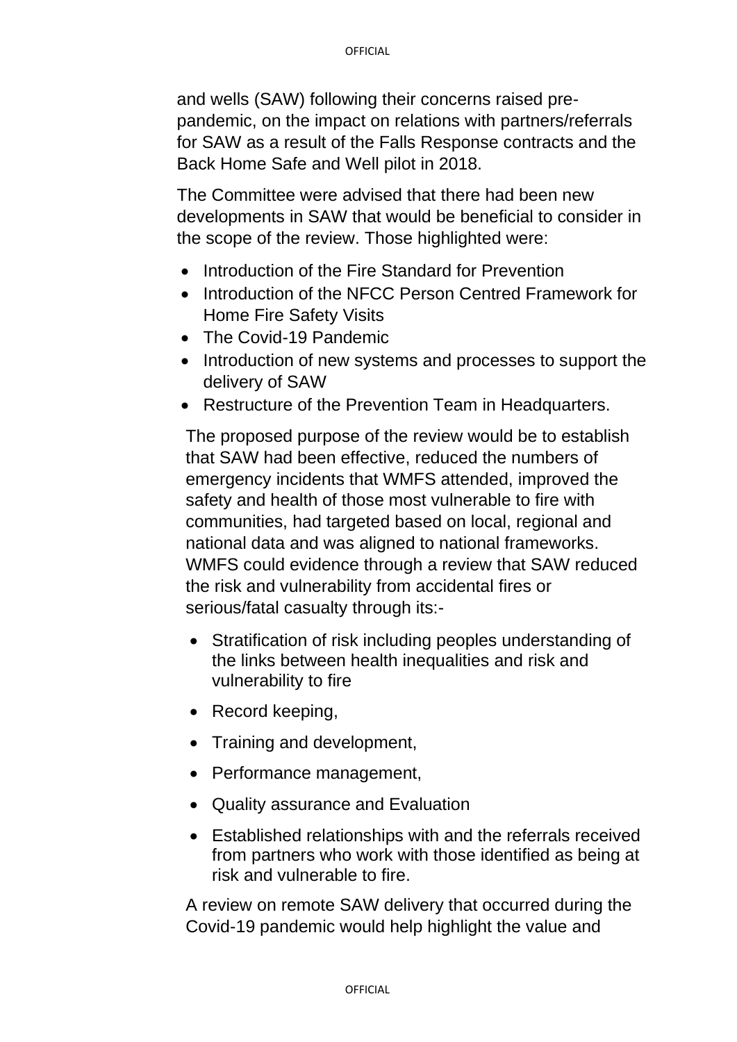and wells (SAW) following their concerns raised pre-pandemic, on the impact on relations with partners/referrals for SAW as a result of the Falls Response contracts and the Back Home Safe and Well pilot in 2018.

The Committee were advised that there had been new developments in SAW that would be beneficial to consider in the scope of the review. Those highlighted were:

- Introduction of the Fire Standard for Prevention
- Introduction of the NFCC Person Centred Framework for Home Fire Safety Visits
- The Covid-19 Pandemic
- Introduction of new systems and processes to support the delivery of SAW
- Restructure of the Prevention Team in Headquarters.

The proposed purpose of the review would be to establish that SAW had been effective, reduced the numbers of emergency incidents that WMFS attended, improved the safety and health of those most vulnerable to fire with communities, had targeted based on local, regional and national data and was aligned to national frameworks. WMFS could evidence through a review that SAW reduced the risk and vulnerability from accidental fires or serious/fatal casualty through its:-

- Stratification of risk including peoples understanding of the links between health inequalities and risk and vulnerability to fire
- Record keeping,
- Training and development,
- Performance management,
- Quality assurance and Evaluation
- Established relationships with and the referrals received from partners who work with those identified as being at risk and vulnerable to fire.

A review on remote SAW delivery that occurred during the Covid-19 pandemic would help highlight the value and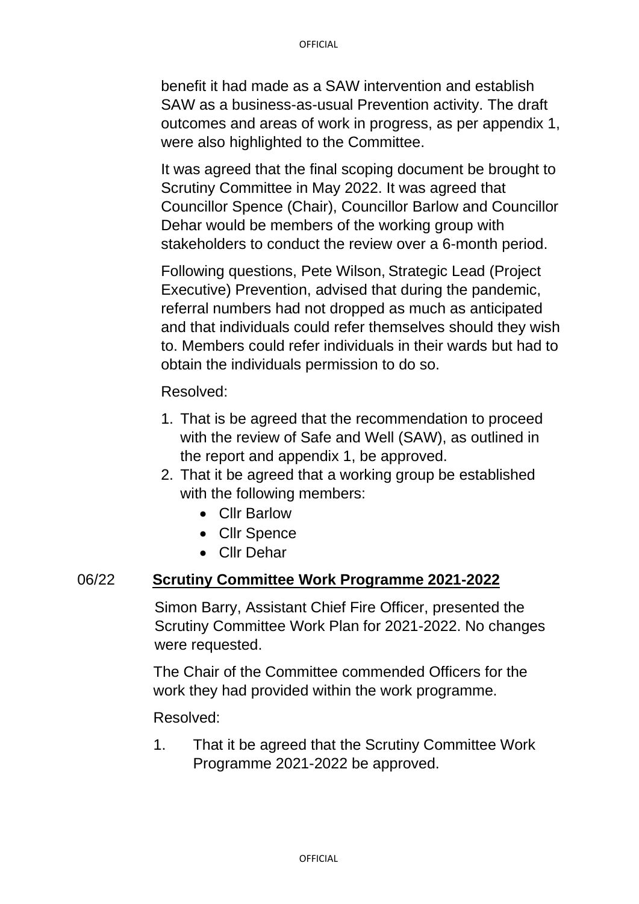benefit it had made as a SAW intervention and establish SAW as a business-as-usual Prevention activity. The draft outcomes and areas of work in progress, as per appendix 1, were also highlighted to the Committee.

It was agreed that the final scoping document be brought to Scrutiny Committee in May 2022. It was agreed that Councillor Spence (Chair), Councillor Barlow and Councillor Dehar would be members of the working group with stakeholders to conduct the review over a 6-month period.

Following questions, Pete Wilson, Strategic Lead (Project Executive) Prevention, advised that during the pandemic, referral numbers had not dropped as much as anticipated and that individuals could refer themselves should they wish to. Members could refer individuals in their wards but had to obtain the individuals permission to do so.

Resolved:

1. That is be agreed that the recommendation to proceed with the review of Safe and Well (SAW), as outlined in the report and appendix 1, be approved.
2. That it be agreed that a working group be established with the following members:
   - Cllr Barlow
   - Cllr Spence
   - Cllr Dehar

## 06/22 Scrutiny Committee Work Programme 2021-2022

Simon Barry, Assistant Chief Fire Officer, presented the Scrutiny Committee Work Plan for 2021-2022. No changes were requested.

The Chair of the Committee commended Officers for the work they had provided within the work programme.

Resolved:

1. That it be agreed that the Scrutiny Committee Work Programme 2021-2022 be approved.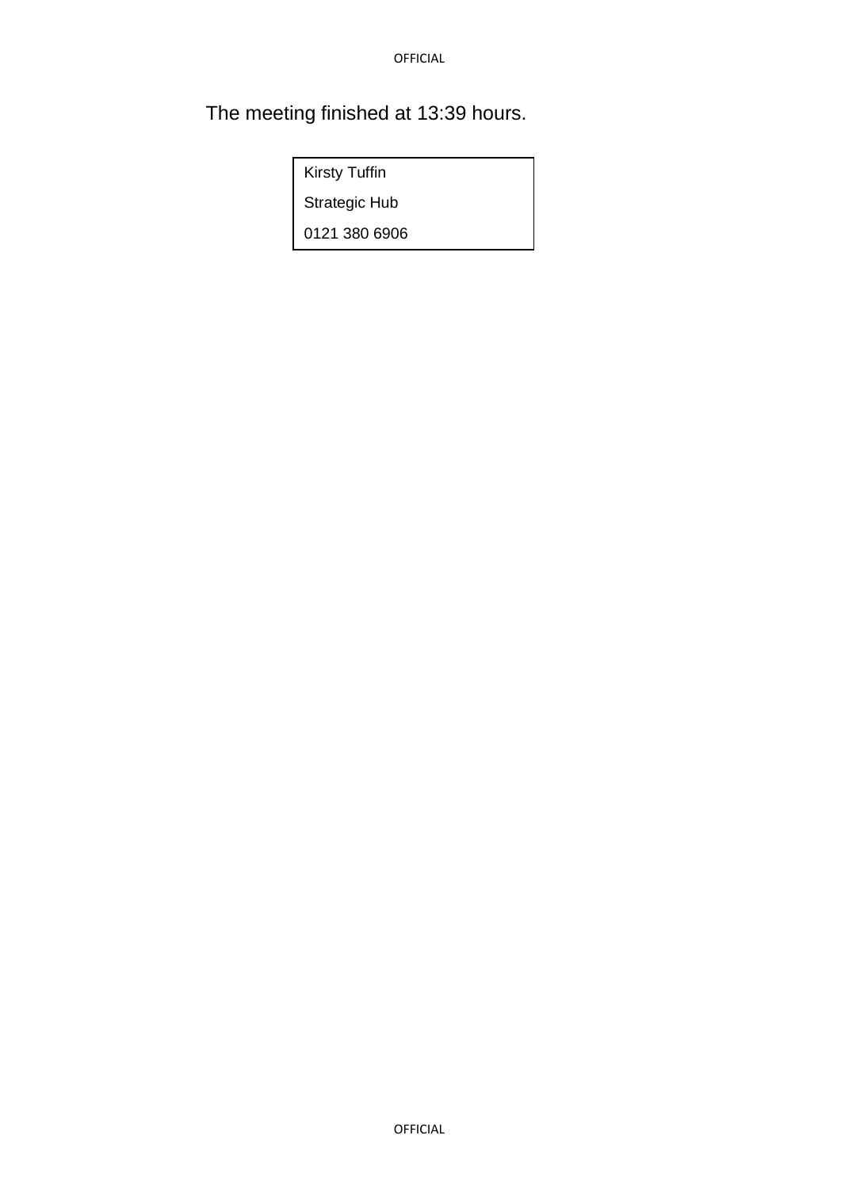The meeting finished at 13:39 hours.

| |
|---|
| Kirsty Tuffin |
| Strategic Hub |
| 0121 380 6906 |